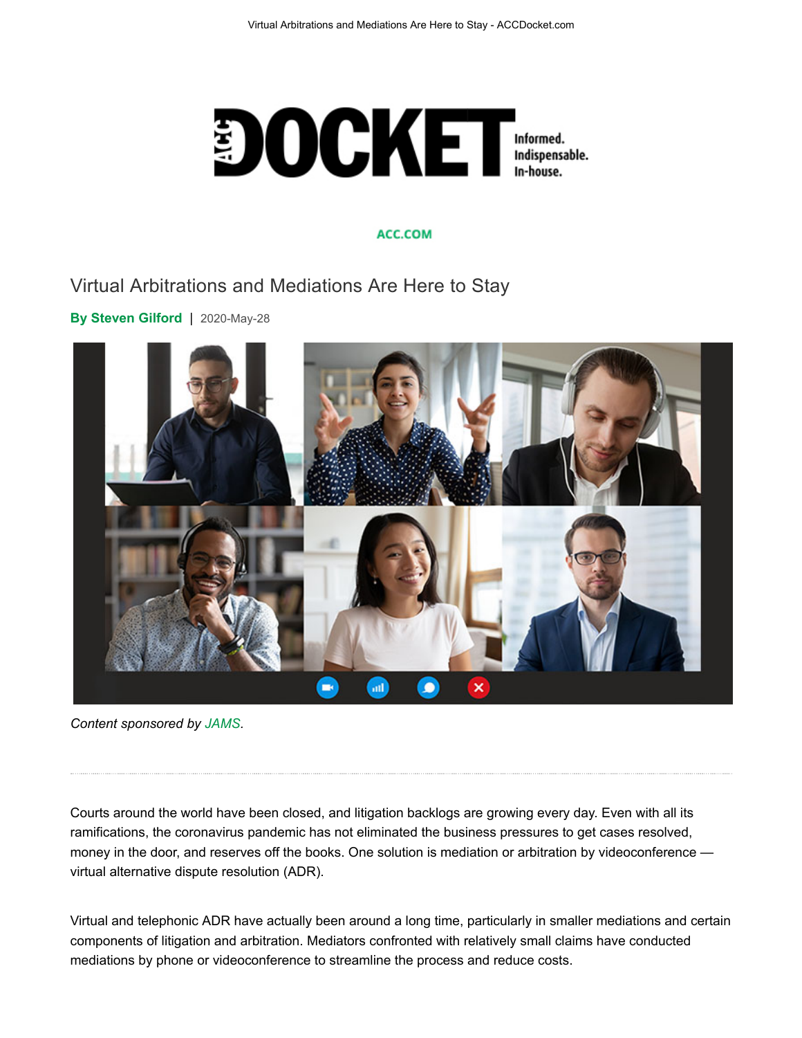# Virtual Arbitrations and Mediations Are Here to Stay

**By Steven Gilford** | 2020-May-28

*Content sponsored by JAMS.*

Courts around the world have been closed, and litigation backlogs are growing every day. Even with all its ramifications, the coronavirus pandemic has not eliminated the business pressures to get cases resolved, money in the door, and reserves off the books. One solution is mediation or arbitration by videoconference — virtual alternative dispute resolution (ADR).

Virtual and telephonic ADR have actually been around a long time, particularly in smaller mediations and certain components of litigation and arbitration. Mediators confronted with relatively small claims have conducted mediations by phone or videoconference to streamline the process and reduce costs.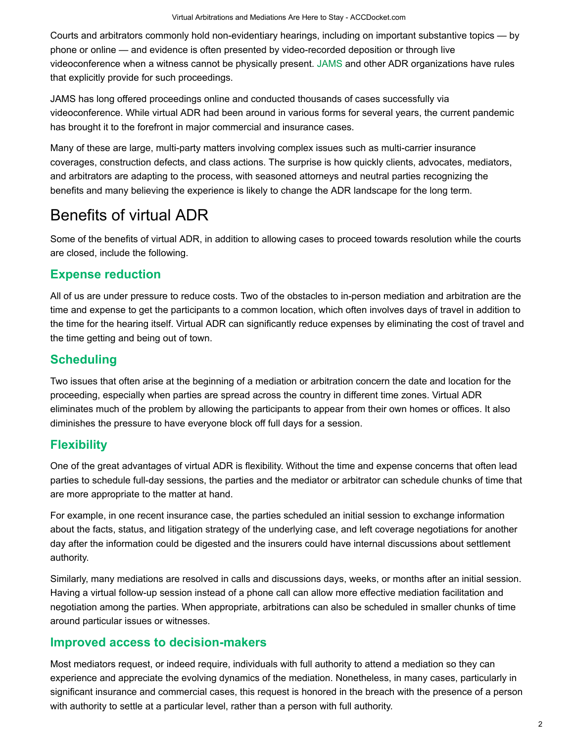Courts and arbitrators commonly hold non-evidentiary hearings, including on important substantive topics — by phone or online — and evidence is often presented by video-recorded deposition or through live videoconference when a witness cannot be physically present. JAMS and other ADR organizations have rules that explicitly provide for such proceedings.

JAMS has long offered proceedings online and conducted thousands of cases successfully via videoconference. While virtual ADR had been around in various forms for several years, the current pandemic has brought it to the forefront in major commercial and insurance cases.

Many of these are large, multi-party matters involving complex issues such as multi-carrier insurance coverages, construction defects, and class actions. The surprise is how quickly clients, advocates, mediators, and arbitrators are adapting to the process, with seasoned attorneys and neutral parties recognizing the benefits and many believing the experience is likely to change the ADR landscape for the long term.

# Benefits of virtual ADR

Some of the benefits of virtual ADR, in addition to allowing cases to proceed towards resolution while the courts are closed, include the following.

## Expense reduction

All of us are under pressure to reduce costs. Two of the obstacles to in-person mediation and arbitration are the time and expense to get the participants to a common location, which often involves days of travel in addition to the time for the hearing itself. Virtual ADR can significantly reduce expenses by eliminating the cost of travel and the time getting and being out of town.

## Scheduling

Two issues that often arise at the beginning of a mediation or arbitration concern the date and location for the proceeding, especially when parties are spread across the country in different time zones. Virtual ADR eliminates much of the problem by allowing the participants to appear from their own homes or offices. It also diminishes the pressure to have everyone block off full days for a session.

## Flexibility

One of the great advantages of virtual ADR is flexibility. Without the time and expense concerns that often lead parties to schedule full-day sessions, the parties and the mediator or arbitrator can schedule chunks of time that are more appropriate to the matter at hand.

For example, in one recent insurance case, the parties scheduled an initial session to exchange information about the facts, status, and litigation strategy of the underlying case, and left coverage negotiations for another day after the information could be digested and the insurers could have internal discussions about settlement authority.

Similarly, many mediations are resolved in calls and discussions days, weeks, or months after an initial session. Having a virtual follow-up session instead of a phone call can allow more effective mediation facilitation and negotiation among the parties. When appropriate, arbitrations can also be scheduled in smaller chunks of time around particular issues or witnesses.

## Improved access to decision-makers

Most mediators request, or indeed require, individuals with full authority to attend a mediation so they can experience and appreciate the evolving dynamics of the mediation. Nonetheless, in many cases, particularly in significant insurance and commercial cases, this request is honored in the breach with the presence of a person with authority to settle at a particular level, rather than a person with full authority.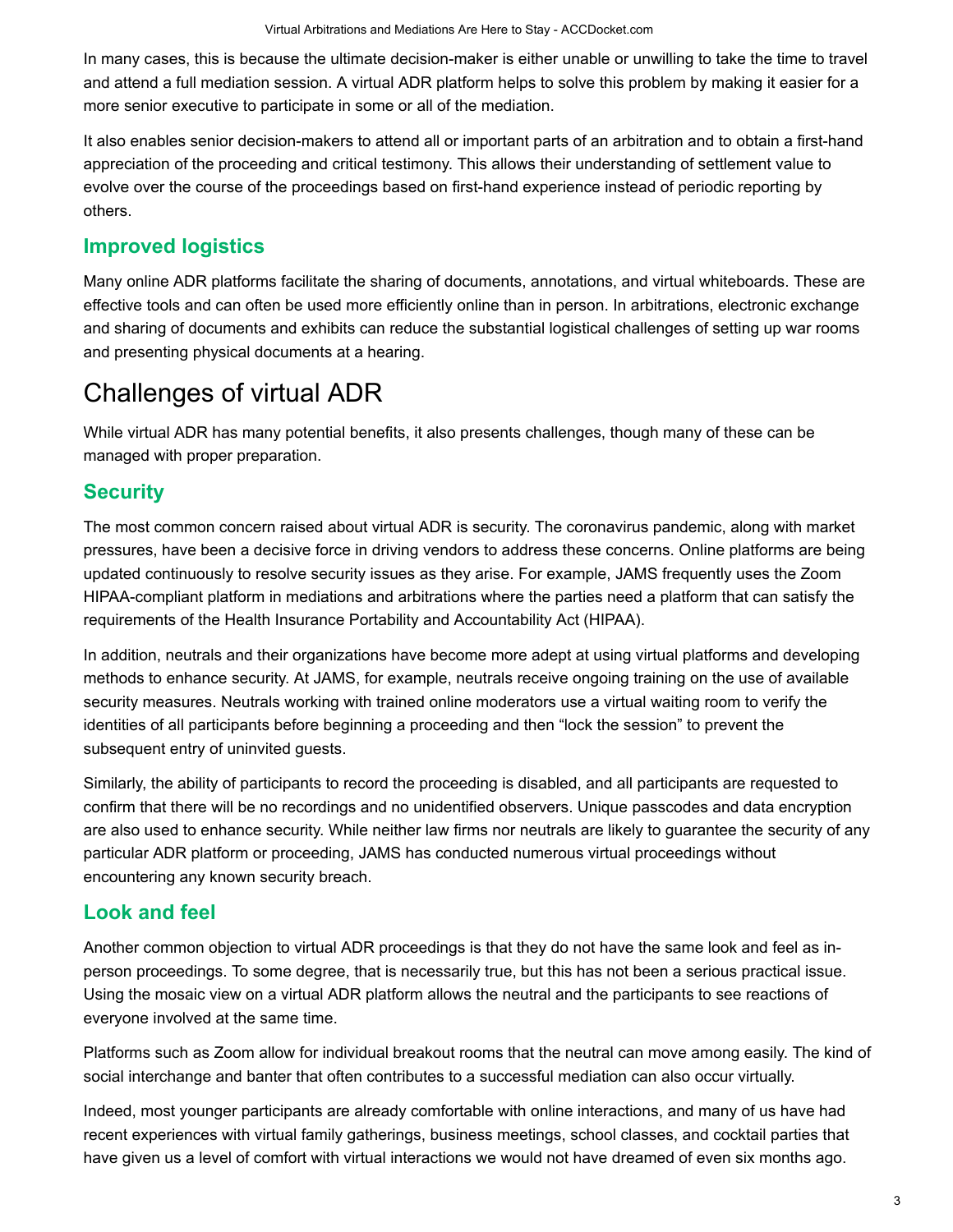In many cases, this is because the ultimate decision-maker is either unable or unwilling to take the time to travel and attend a full mediation session. A virtual ADR platform helps to solve this problem by making it easier for a more senior executive to participate in some or all of the mediation.

It also enables senior decision-makers to attend all or important parts of an arbitration and to obtain a first-hand appreciation of the proceeding and critical testimony. This allows their understanding of settlement value to evolve over the course of the proceedings based on first-hand experience instead of periodic reporting by others.

### Improved logistics

Many online ADR platforms facilitate the sharing of documents, annotations, and virtual whiteboards. These are effective tools and can often be used more efficiently online than in person. In arbitrations, electronic exchange and sharing of documents and exhibits can reduce the substantial logistical challenges of setting up war rooms and presenting physical documents at a hearing.

## Challenges of virtual ADR

While virtual ADR has many potential benefits, it also presents challenges, though many of these can be managed with proper preparation.

### Security

The most common concern raised about virtual ADR is security. The coronavirus pandemic, along with market pressures, have been a decisive force in driving vendors to address these concerns. Online platforms are being updated continuously to resolve security issues as they arise. For example, JAMS frequently uses the Zoom HIPAA-compliant platform in mediations and arbitrations where the parties need a platform that can satisfy the requirements of the Health Insurance Portability and Accountability Act (HIPAA).

In addition, neutrals and their organizations have become more adept at using virtual platforms and developing methods to enhance security. At JAMS, for example, neutrals receive ongoing training on the use of available security measures. Neutrals working with trained online moderators use a virtual waiting room to verify the identities of all participants before beginning a proceeding and then "lock the session" to prevent the subsequent entry of uninvited guests.

Similarly, the ability of participants to record the proceeding is disabled, and all participants are requested to confirm that there will be no recordings and no unidentified observers. Unique passcodes and data encryption are also used to enhance security. While neither law firms nor neutrals are likely to guarantee the security of any particular ADR platform or proceeding, JAMS has conducted numerous virtual proceedings without encountering any known security breach.

### Look and feel

Another common objection to virtual ADR proceedings is that they do not have the same look and feel as in-person proceedings. To some degree, that is necessarily true, but this has not been a serious practical issue. Using the mosaic view on a virtual ADR platform allows the neutral and the participants to see reactions of everyone involved at the same time.

Platforms such as Zoom allow for individual breakout rooms that the neutral can move among easily. The kind of social interchange and banter that often contributes to a successful mediation can also occur virtually.

Indeed, most younger participants are already comfortable with online interactions, and many of us have had recent experiences with virtual family gatherings, business meetings, school classes, and cocktail parties that have given us a level of comfort with virtual interactions we would not have dreamed of even six months ago.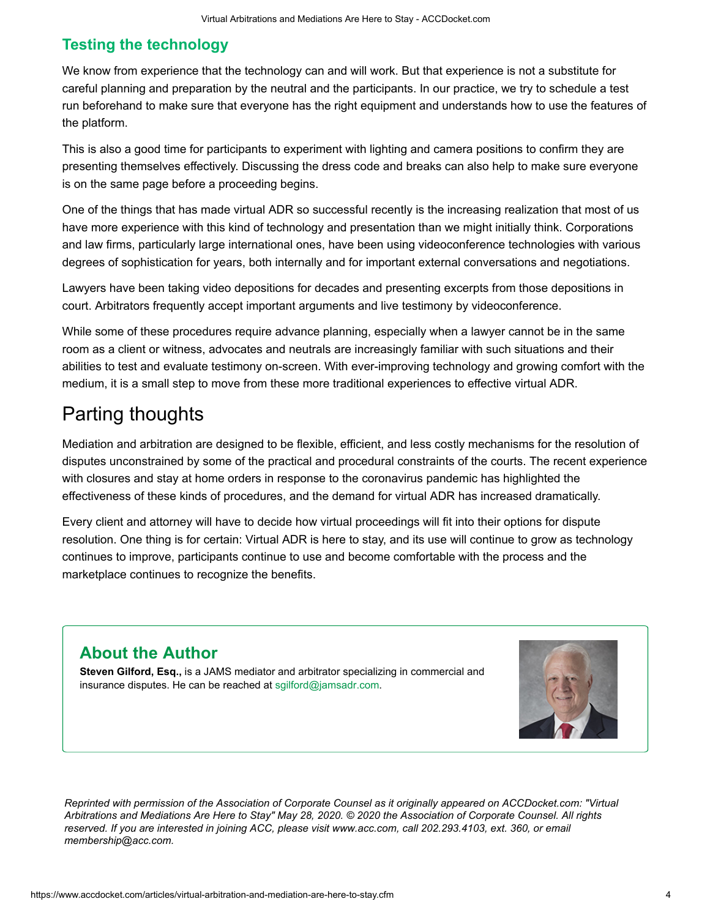## Testing the technology

We know from experience that the technology can and will work. But that experience is not a substitute for careful planning and preparation by the neutral and the participants. In our practice, we try to schedule a test run beforehand to make sure that everyone has the right equipment and understands how to use the features of the platform.

This is also a good time for participants to experiment with lighting and camera positions to confirm they are presenting themselves effectively. Discussing the dress code and breaks can also help to make sure everyone is on the same page before a proceeding begins.

One of the things that has made virtual ADR so successful recently is the increasing realization that most of us have more experience with this kind of technology and presentation than we might initially think. Corporations and law firms, particularly large international ones, have been using videoconference technologies with various degrees of sophistication for years, both internally and for important external conversations and negotiations.

Lawyers have been taking video depositions for decades and presenting excerpts from those depositions in court. Arbitrators frequently accept important arguments and live testimony by videoconference.

While some of these procedures require advance planning, especially when a lawyer cannot be in the same room as a client or witness, advocates and neutrals are increasingly familiar with such situations and their abilities to test and evaluate testimony on-screen. With ever-improving technology and growing comfort with the medium, it is a small step to move from these more traditional experiences to effective virtual ADR.

# Parting thoughts

Mediation and arbitration are designed to be flexible, efficient, and less costly mechanisms for the resolution of disputes unconstrained by some of the practical and procedural constraints of the courts. The recent experience with closures and stay at home orders in response to the coronavirus pandemic has highlighted the effectiveness of these kinds of procedures, and the demand for virtual ADR has increased dramatically.

Every client and attorney will have to decide how virtual proceedings will fit into their options for dispute resolution. One thing is for certain: Virtual ADR is here to stay, and its use will continue to grow as technology continues to improve, participants continue to use and become comfortable with the process and the marketplace continues to recognize the benefits.

## About the Author

**Steven Gilford, Esq.,** is a JAMS mediator and arbitrator specializing in commercial and insurance disputes. He can be reached at sgilford@jamsadr.com.

*Reprinted with permission of the Association of Corporate Counsel as it originally appeared on ACCDocket.com: "Virtual Arbitrations and Mediations Are Here to Stay" May 28, 2020. © 2020 the Association of Corporate Counsel. All rights reserved. If you are interested in joining ACC, please visit www.acc.com, call 202.293.4103, ext. 360, or email membership@acc.com.*